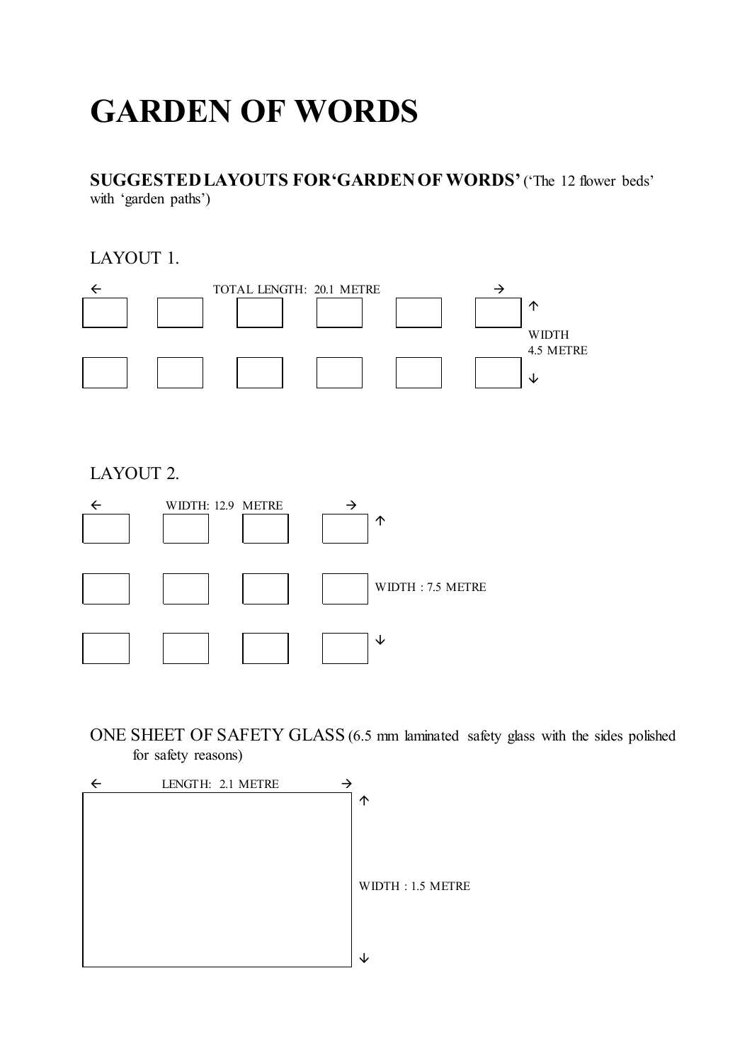# GARDEN OF WORDS

**SUGGESTED LAYOUTS FOR 'GARDEN OF WORDS'** ('The 12 flower beds' with 'garden paths')

LAYOUT 1.

← TOTAL LENGTH: 20.1 METRE →

↑ WIDTH 4.5 METRE ↓

LAYOUT 2.

← WIDTH: 12.9 METRE →

↑ WIDTH : 7.5 METRE ↓

ONE SHEET OF SAFETY GLASS (6.5 mm laminated safety glass with the sides polished for safety reasons)

← LENGTH: 2.1 METRE →

↑ WIDTH : 1.5 METRE ↓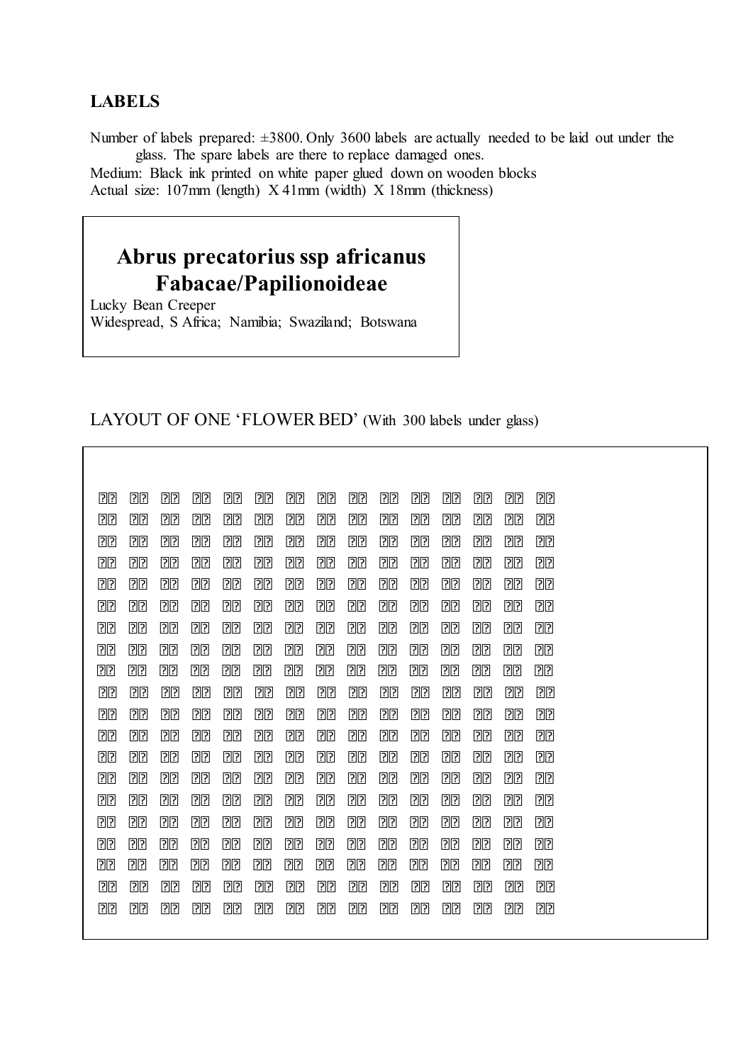**LABELS**

Number of labels prepared: ±3800. Only 3600 labels are actually needed to be laid out under the glass. The spare labels are there to replace damaged ones.

Medium: Black ink printed on white paper glued down on wooden blocks

Actual size: 107mm (length) X 41mm (width) X 18mm (thickness)

> **Abrus precatorius ssp africanus**
> **Fabacae/Papilionoideae**
> Lucky Bean Creeper
> Widespread, S Africa; Namibia; Swaziland; Botswana

LAYOUT OF ONE 'FLOWER BED' (With 300 labels under glass)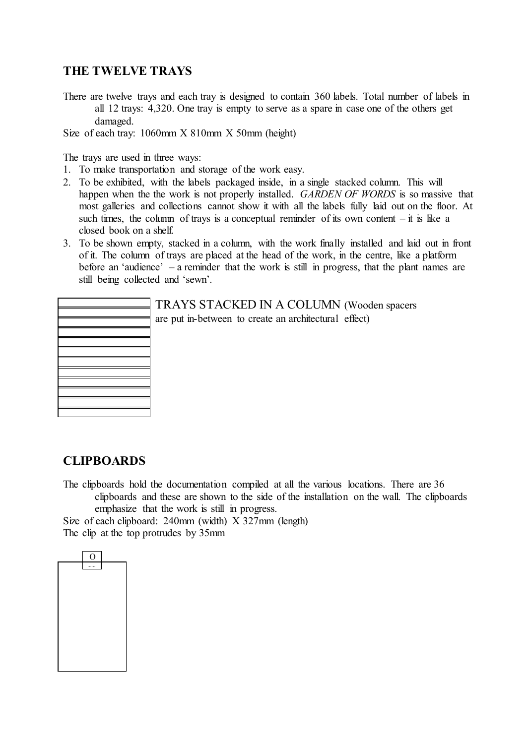## THE TWELVE TRAYS

There are twelve trays and each tray is designed to contain 360 labels. Total number of labels in all 12 trays: 4,320. One tray is empty to serve as a spare in case one of the others get damaged.

Size of each tray: 1060mm X 810mm X 50mm (height)

The trays are used in three ways:

1. To make transportation and storage of the work easy.
2. To be exhibited, with the labels packaged inside, in a single stacked column. This will happen when the the work is not properly installed. *GARDEN OF WORDS* is so massive that most galleries and collections cannot show it with all the labels fully laid out on the floor. At such times, the column of trays is a conceptual reminder of its own content – it is like a closed book on a shelf.
3. To be shown empty, stacked in a column, with the work finally installed and laid out in front of it. The column of trays are placed at the head of the work, in the centre, like a platform before an 'audience' – a reminder that the work is still in progress, that the plant names are still being collected and 'sewn'.

TRAYS STACKED IN A COLUMN (Wooden spacers are put in-between to create an architectural effect)

## CLIPBOARDS

The clipboards hold the documentation compiled at all the various locations. There are 36 clipboards and these are shown to the side of the installation on the wall. The clipboards emphasize that the work is still in progress.

Size of each clipboard: 240mm (width) X 327mm (length)

The clip at the top protrudes by 35mm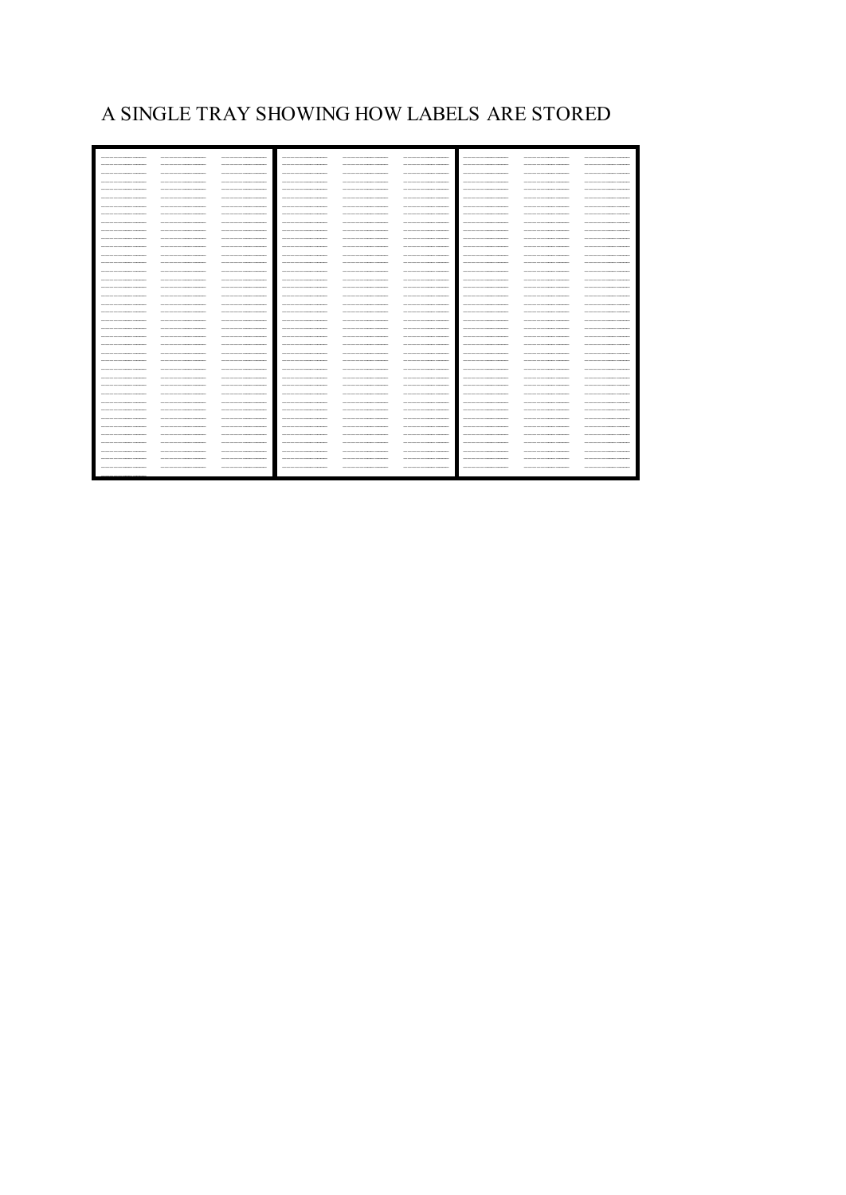A SINGLE TRAY SHOWING HOW LABELS ARE STORED